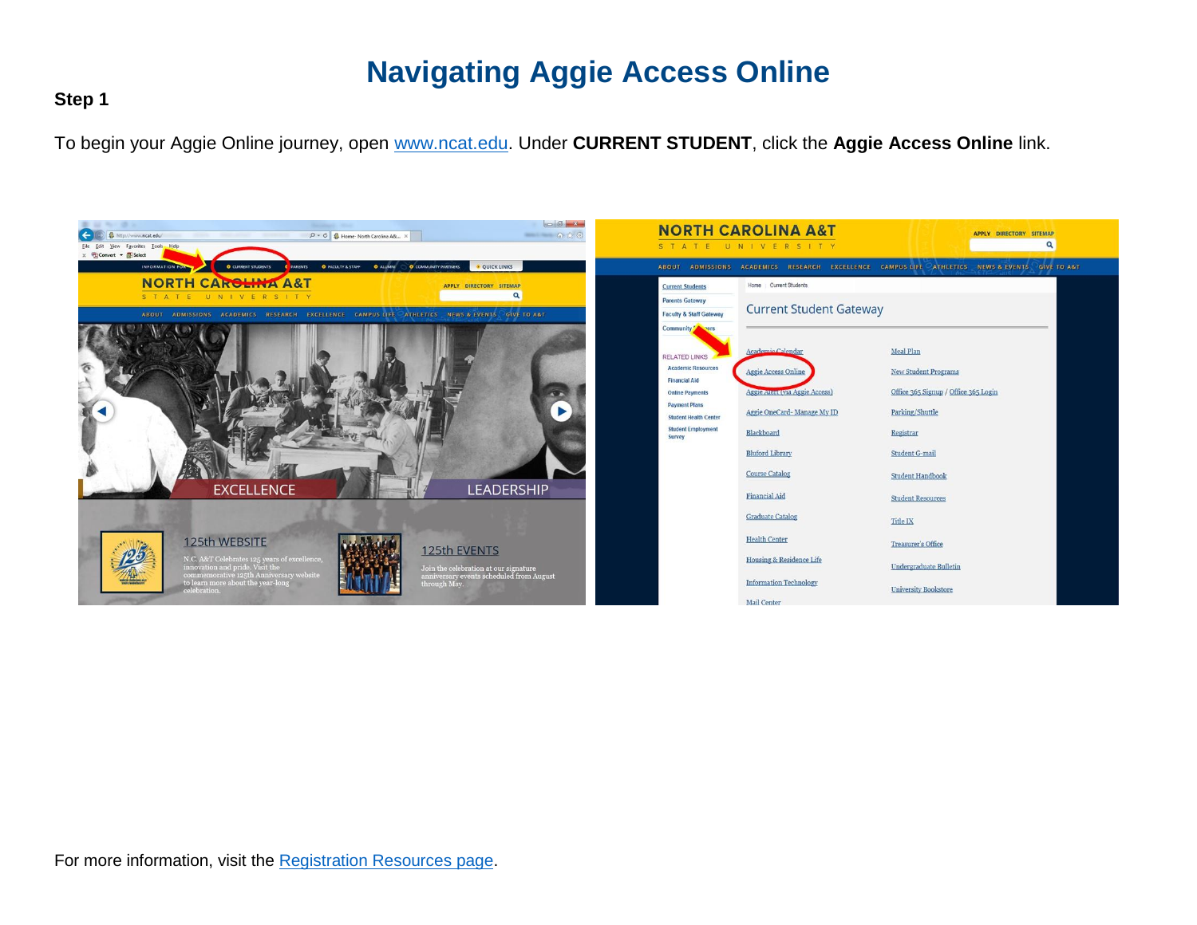# Navigating Aggie Access Online

**Step 1**

To begin your Aggie Online journey, open [www.ncat.edu](http://www.ncat.edu). Under **CURRENT STUDENT**, click the **Aggie Access Online** link.

For more information, visit the [Registration Resources page](#).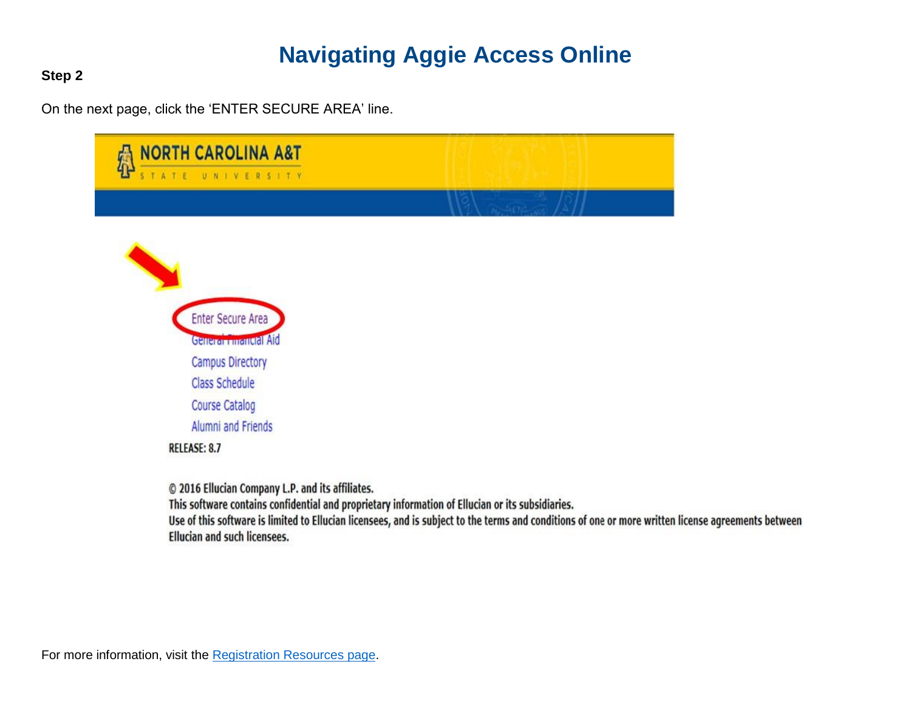# Navigating Aggie Access Online

**Step 2**

On the next page, click the 'ENTER SECURE AREA' line.

NORTH CAROLINA A&T
STATE UNIVERSITY

Enter Secure Area
General Financial Aid
Campus Directory
Class Schedule
Course Catalog
Alumni and Friends

RELEASE: 8.7

© 2016 Ellucian Company L.P. and its affiliates.
This software contains confidential and proprietary information of Ellucian or its subsidiaries.
Use of this software is limited to Ellucian licensees, and is subject to the terms and conditions of one or more written license agreements between Ellucian and such licensees.

For more information, visit the [Registration Resources page](Registration Resources page).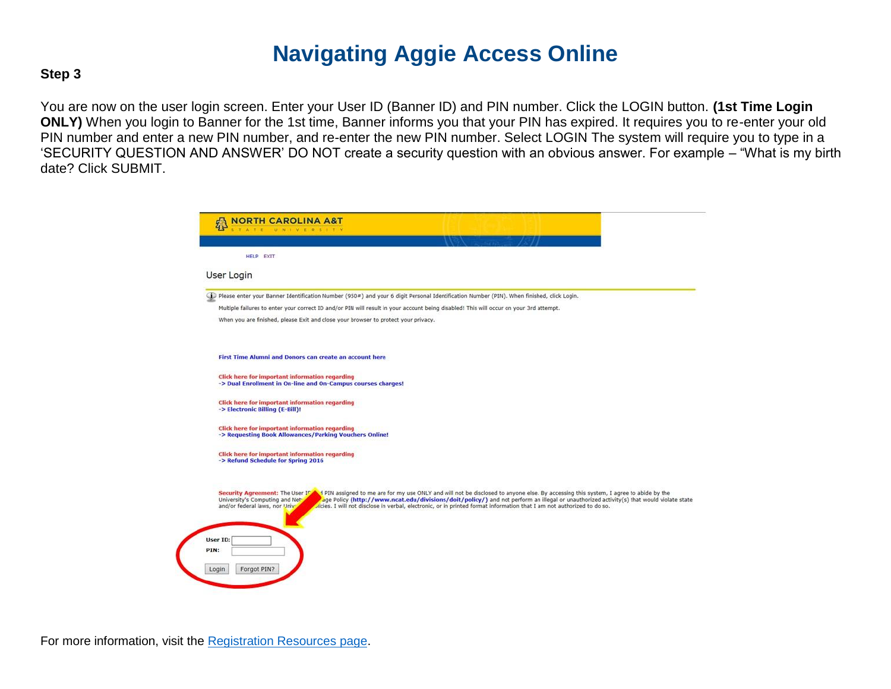# Navigating Aggie Access Online

**Step 3**

You are now on the user login screen. Enter your User ID (Banner ID) and PIN number. Click the LOGIN button. **(1st Time Login ONLY)** When you login to Banner for the 1st time, Banner informs you that your PIN has expired. It requires you to re-enter your old PIN number and enter a new PIN number, and re-enter the new PIN number. Select LOGIN The system will require you to type in a 'SECURITY QUESTION AND ANSWER' DO NOT create a security question with an obvious answer. For example – "What is my birth date? Click SUBMIT.

For more information, visit the Registration Resources page.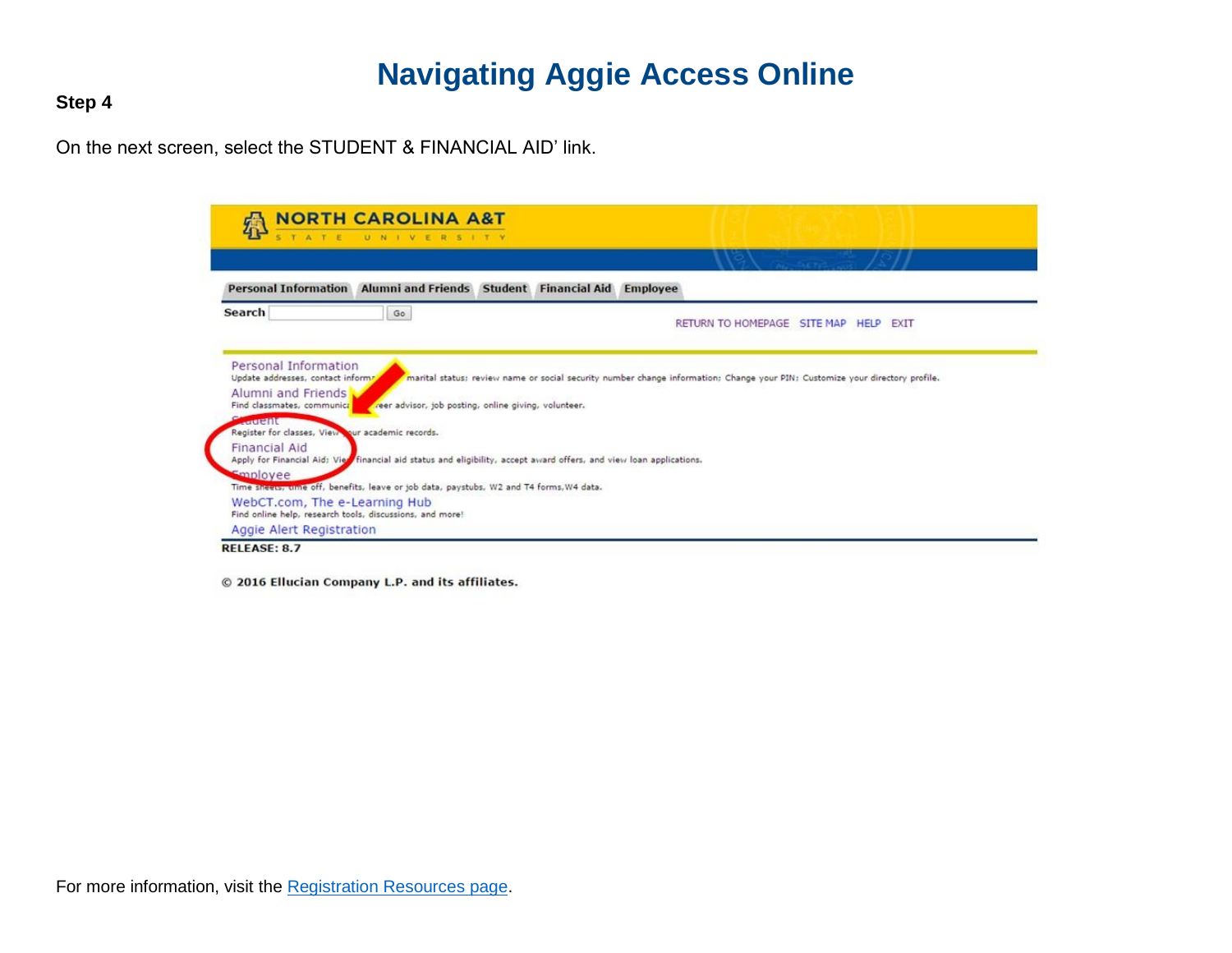# Navigating Aggie Access Online

**Step 4**

On the next screen, select the STUDENT & FINANCIAL AID' link.

For more information, visit the Registration Resources page.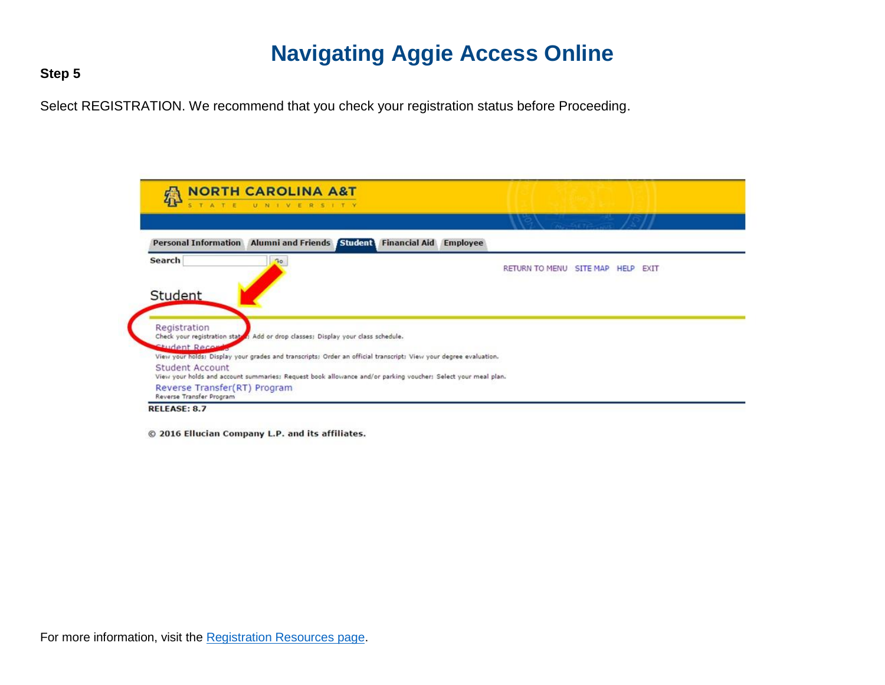# Navigating Aggie Access Online

**Step 5**

Select REGISTRATION. We recommend that you check your registration status before Proceeding.

For more information, visit the [Registration Resources page](#).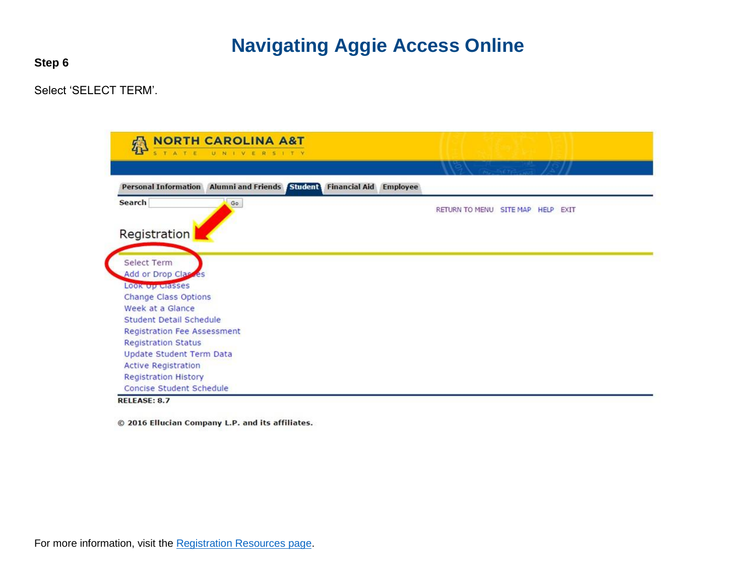**Step 6**

Select 'SELECT TERM'.

For more information, visit the [Registration Resources page](#).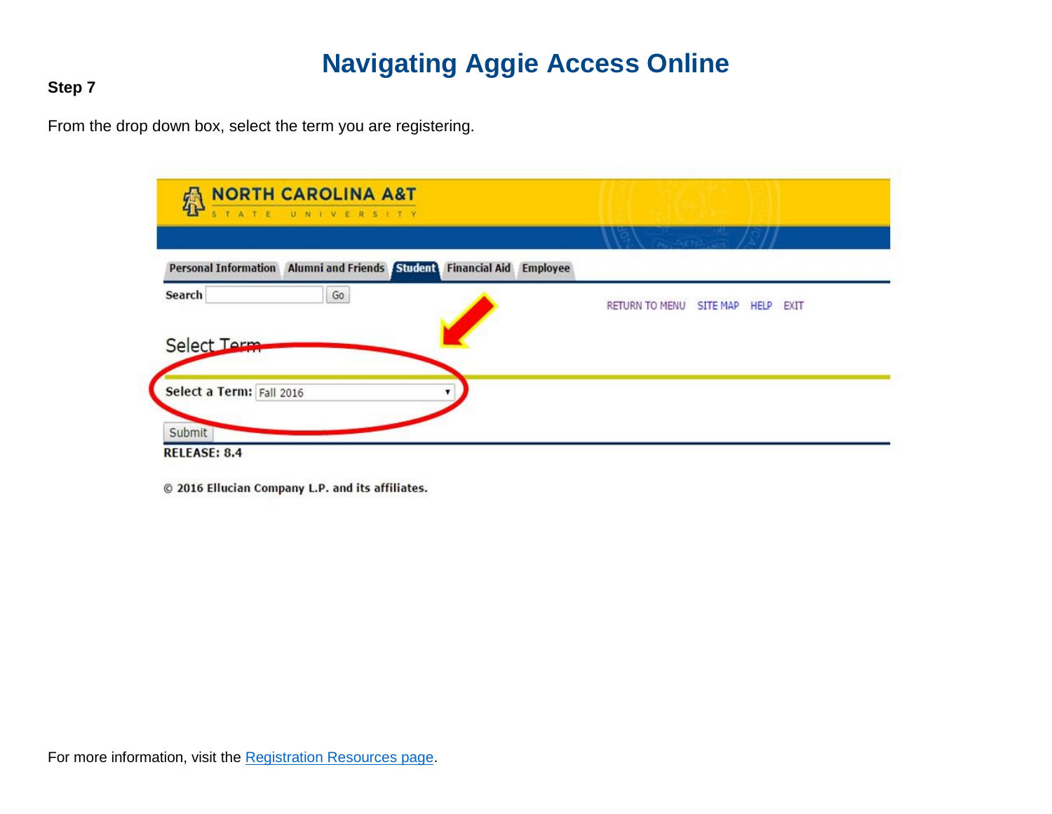# Navigating Aggie Access Online

**Step 7**

From the drop down box, select the term you are registering.

For more information, visit the [Registration Resources page](Registration Resources page).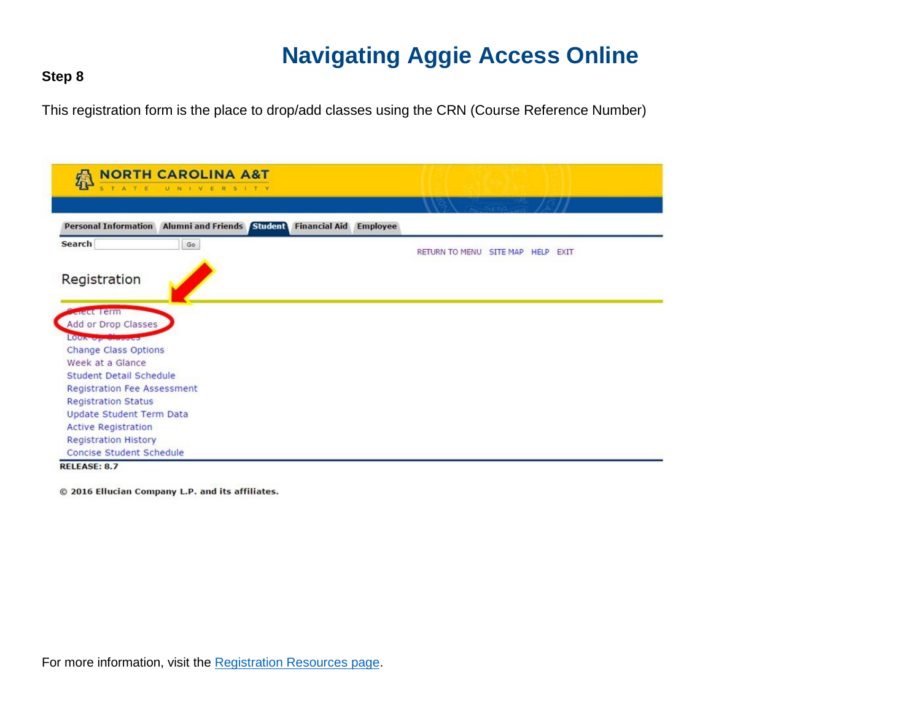**Step 8**

This registration form is the place to drop/add classes using the CRN (Course Reference Number)

NORTH CAROLINA A&T STATE UNIVERSITY

Personal Information | Alumni and Friends | Student | Financial Aid | Employee

Search [ ] Go

RETURN TO MENU SITE MAP HELP EXIT

Registration

- Select Term
- Add or Drop Classes
- Look Up Classes
- Change Class Options
- Week at a Glance
- Student Detail Schedule
- Registration Fee Assessment
- Registration Status
- Update Student Term Data
- Active Registration
- Registration History
- Concise Student Schedule

RELEASE: 8.7

© 2016 Ellucian Company L.P. and its affiliates.

For more information, visit the Registration Resources page.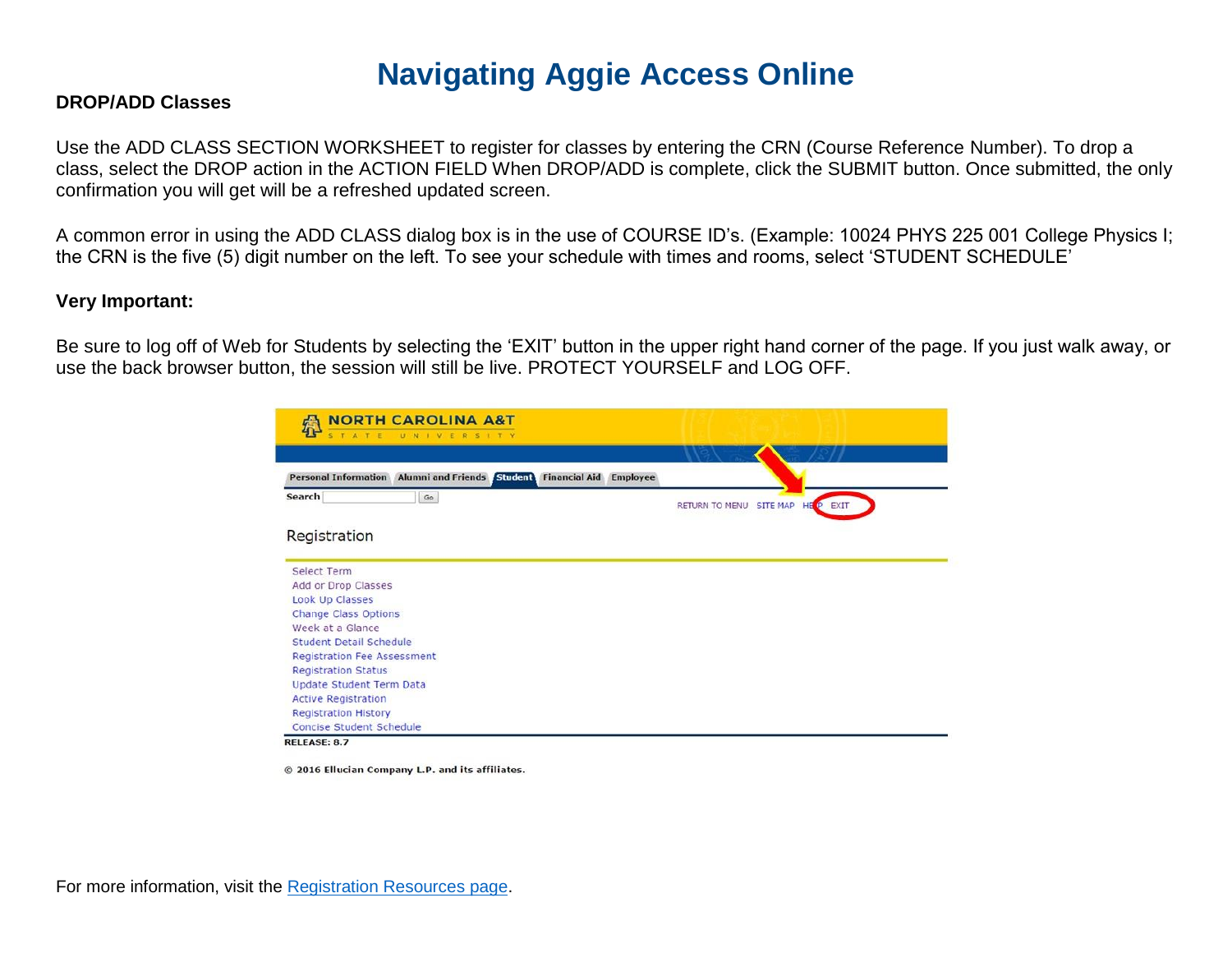# Navigating Aggie Access Online

**DROP/ADD Classes**

Use the ADD CLASS SECTION WORKSHEET to register for classes by entering the CRN (Course Reference Number). To drop a class, select the DROP action in the ACTION FIELD When DROP/ADD is complete, click the SUBMIT button. Once submitted, the only confirmation you will get will be a refreshed updated screen.

A common error in using the ADD CLASS dialog box is in the use of COURSE ID's. (Example: 10024 PHYS 225 001 College Physics I; the CRN is the five (5) digit number on the left. To see your schedule with times and rooms, select 'STUDENT SCHEDULE'

**Very Important:**

Be sure to log off of Web for Students by selecting the 'EXIT' button in the upper right hand corner of the page. If you just walk away, or use the back browser button, the session will still be live. PROTECT YOURSELF and LOG OFF.

For more information, visit the [Registration Resources page].